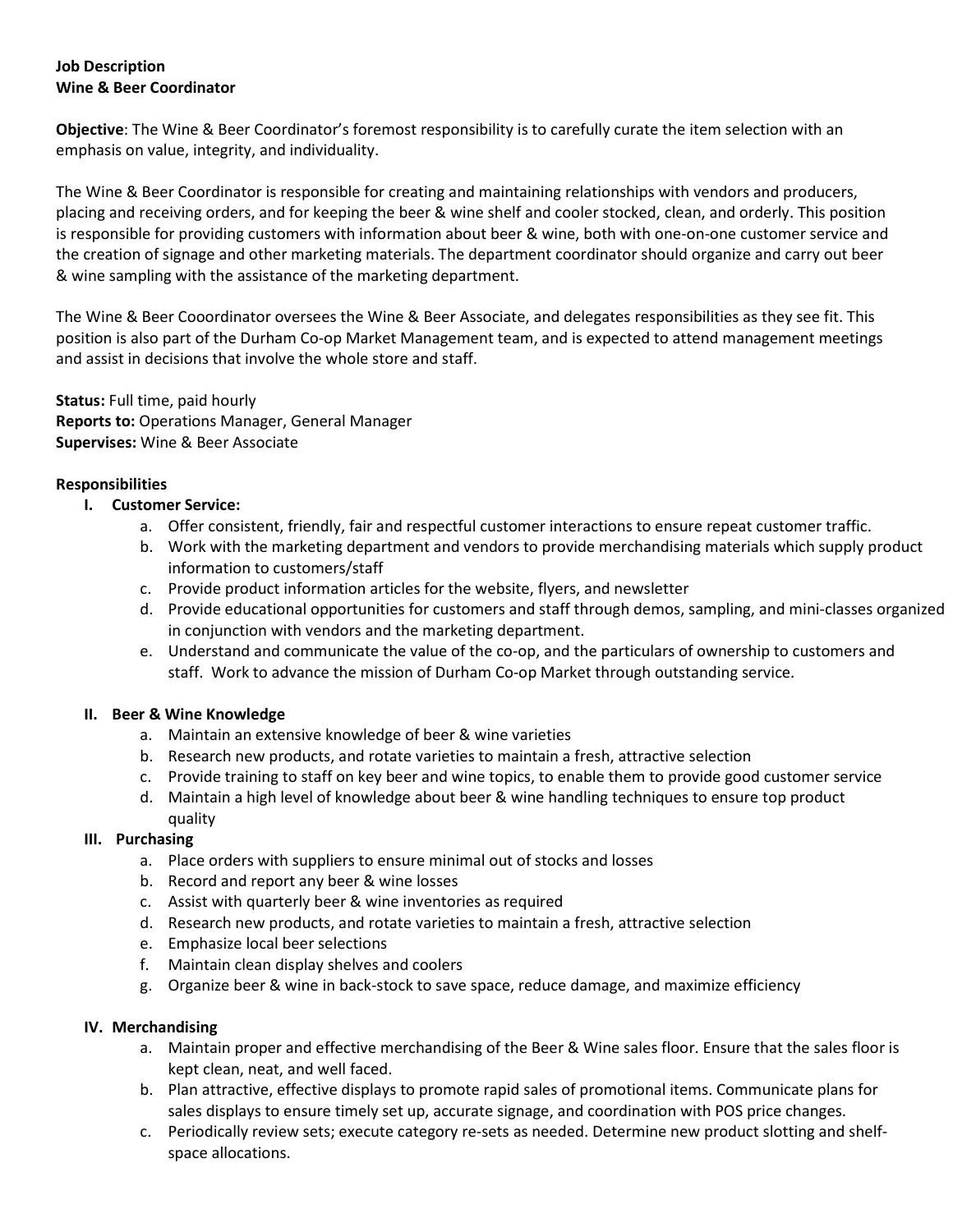**Job Description**
**Wine & Beer Coordinator**

**Objective**: The Wine & Beer Coordinator's foremost responsibility is to carefully curate the item selection with an emphasis on value, integrity, and individuality.

The Wine & Beer Coordinator is responsible for creating and maintaining relationships with vendors and producers, placing and receiving orders, and for keeping the beer & wine shelf and cooler stocked, clean, and orderly. This position is responsible for providing customers with information about beer & wine, both with one-on-one customer service and the creation of signage and other marketing materials. The department coordinator should organize and carry out beer & wine sampling with the assistance of the marketing department.

The Wine & Beer Cooordinator oversees the Wine & Beer Associate, and delegates responsibilities as they see fit. This position is also part of the Durham Co-op Market Management team, and is expected to attend management meetings and assist in decisions that involve the whole store and staff.

**Status:** Full time, paid hourly
**Reports to:** Operations Manager, General Manager
**Supervises:** Wine & Beer Associate

**Responsibilities**

I. **Customer Service:**
   a. Offer consistent, friendly, fair and respectful customer interactions to ensure repeat customer traffic.
   b. Work with the marketing department and vendors to provide merchandising materials which supply product information to customers/staff
   c. Provide product information articles for the website, flyers, and newsletter
   d. Provide educational opportunities for customers and staff through demos, sampling, and mini-classes organized in conjunction with vendors and the marketing department.
   e. Understand and communicate the value of the co-op, and the particulars of ownership to customers and staff. Work to advance the mission of Durham Co-op Market through outstanding service.

II. **Beer & Wine Knowledge**
   a. Maintain an extensive knowledge of beer & wine varieties
   b. Research new products, and rotate varieties to maintain a fresh, attractive selection
   c. Provide training to staff on key beer and wine topics, to enable them to provide good customer service
   d. Maintain a high level of knowledge about beer & wine handling techniques to ensure top product quality

III. **Purchasing**
   a. Place orders with suppliers to ensure minimal out of stocks and losses
   b. Record and report any beer & wine losses
   c. Assist with quarterly beer & wine inventories as required
   d. Research new products, and rotate varieties to maintain a fresh, attractive selection
   e. Emphasize local beer selections
   f. Maintain clean display shelves and coolers
   g. Organize beer & wine in back-stock to save space, reduce damage, and maximize efficiency

IV. **Merchandising**
   a. Maintain proper and effective merchandising of the Beer & Wine sales floor. Ensure that the sales floor is kept clean, neat, and well faced.
   b. Plan attractive, effective displays to promote rapid sales of promotional items. Communicate plans for sales displays to ensure timely set up, accurate signage, and coordination with POS price changes.
   c. Periodically review sets; execute category re-sets as needed. Determine new product slotting and shelf-space allocations.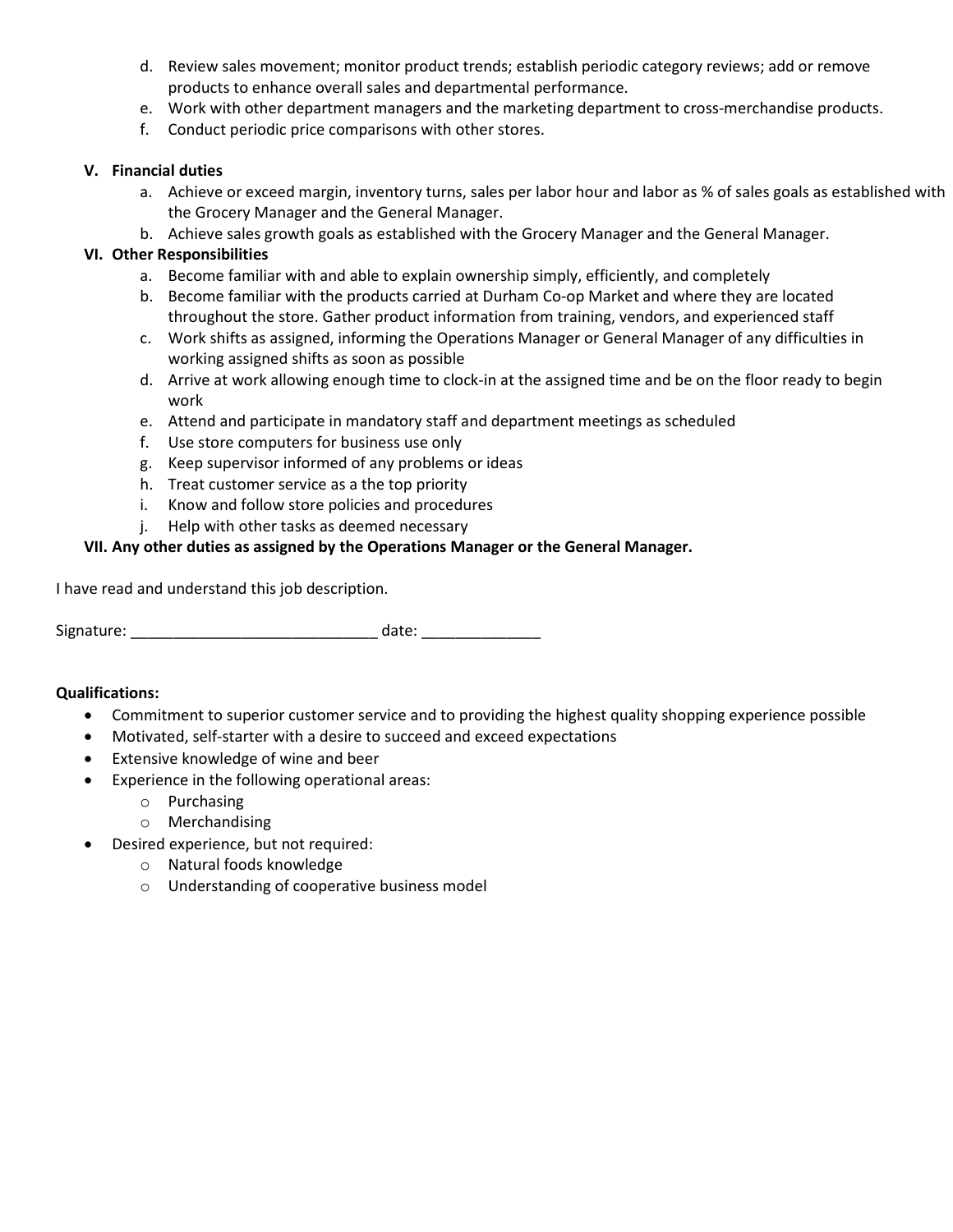d. Review sales movement; monitor product trends; establish periodic category reviews; add or remove products to enhance overall sales and departmental performance.
e. Work with other department managers and the marketing department to cross-merchandise products.
f. Conduct periodic price comparisons with other stores.

**V. Financial duties**

a. Achieve or exceed margin, inventory turns, sales per labor hour and labor as % of sales goals as established with the Grocery Manager and the General Manager.
b. Achieve sales growth goals as established with the Grocery Manager and the General Manager.

**VI. Other Responsibilities**

a. Become familiar with and able to explain ownership simply, efficiently, and completely
b. Become familiar with the products carried at Durham Co-op Market and where they are located throughout the store. Gather product information from training, vendors, and experienced staff
c. Work shifts as assigned, informing the Operations Manager or General Manager of any difficulties in working assigned shifts as soon as possible
d. Arrive at work allowing enough time to clock-in at the assigned time and be on the floor ready to begin work
e. Attend and participate in mandatory staff and department meetings as scheduled
f. Use store computers for business use only
g. Keep supervisor informed of any problems or ideas
h. Treat customer service as a the top priority
i. Know and follow store policies and procedures
j. Help with other tasks as deemed necessary

**VII. Any other duties as assigned by the Operations Manager or the General Manager.**

I have read and understand this job description.

Signature: _____________________________ date: ______________

**Qualifications:**

- Commitment to superior customer service and to providing the highest quality shopping experience possible
- Motivated, self-starter with a desire to succeed and exceed expectations
- Extensive knowledge of wine and beer
- Experience in the following operational areas:
  - Purchasing
  - Merchandising
- Desired experience, but not required:
  - Natural foods knowledge
  - Understanding of cooperative business model